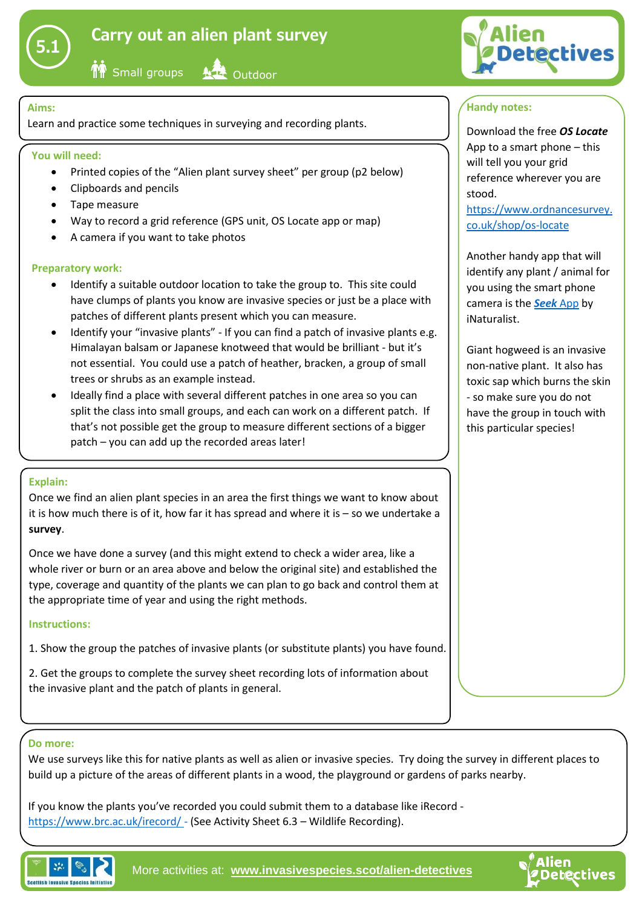# 5.1 Carry out an alien plant survey

Small groups | Outdoor

Alien Detectives

## Aims:

Learn and practice some techniques in surveying and recording plants.

## You will need:

- Printed copies of the "Alien plant survey sheet" per group (p2 below)
- Clipboards and pencils
- Tape measure
- Way to record a grid reference (GPS unit, OS Locate app or map)
- A camera if you want to take photos

## Preparatory work:

- Identify a suitable outdoor location to take the group to. This site could have clumps of plants you know are invasive species or just be a place with patches of different plants present which you can measure.
- Identify your "invasive plants" - If you can find a patch of invasive plants e.g. Himalayan balsam or Japanese knotweed that would be brilliant - but it's not essential. You could use a patch of heather, bracken, a group of small trees or shrubs as an example instead.
- Ideally find a place with several different patches in one area so you can split the class into small groups, and each can work on a different patch. If that's not possible get the group to measure different sections of a bigger patch – you can add up the recorded areas later!

## Explain:

Once we find an alien plant species in an area the first things we want to know about it is how much there is of it, how far it has spread and where it is – so we undertake a **survey**.

Once we have done a survey (and this might extend to check a wider area, like a whole river or burn or an area above and below the original site) and established the type, coverage and quantity of the plants we can plan to go back and control them at the appropriate time of year and using the right methods.

## Instructions:

1. Show the group the patches of invasive plants (or substitute plants) you have found.

2. Get the groups to complete the survey sheet recording lots of information about the invasive plant and the patch of plants in general.

## Handy notes:

Download the free ***OS Locate*** App to a smart phone – this will tell you your grid reference wherever you are stood.
https://www.ordnancesurvey.co.uk/shop/os-locate

Another handy app that will identify any plant / animal for you using the smart phone camera is the ***Seek*** App by iNaturalist.

Giant hogweed is an invasive non-native plant. It also has toxic sap which burns the skin - so make sure you do not have the group in touch with this particular species!

## Do more:

We use surveys like this for native plants as well as alien or invasive species. Try doing the survey in different places to build up a picture of the areas of different plants in a wood, the playground or gardens of parks nearby.

If you know the plants you've recorded you could submit them to a database like iRecord - https://www.brc.ac.uk/irecord/ - (See Activity Sheet 6.3 – Wildlife Recording).

More activities at: **www.invasivespecies.scot/alien-detectives**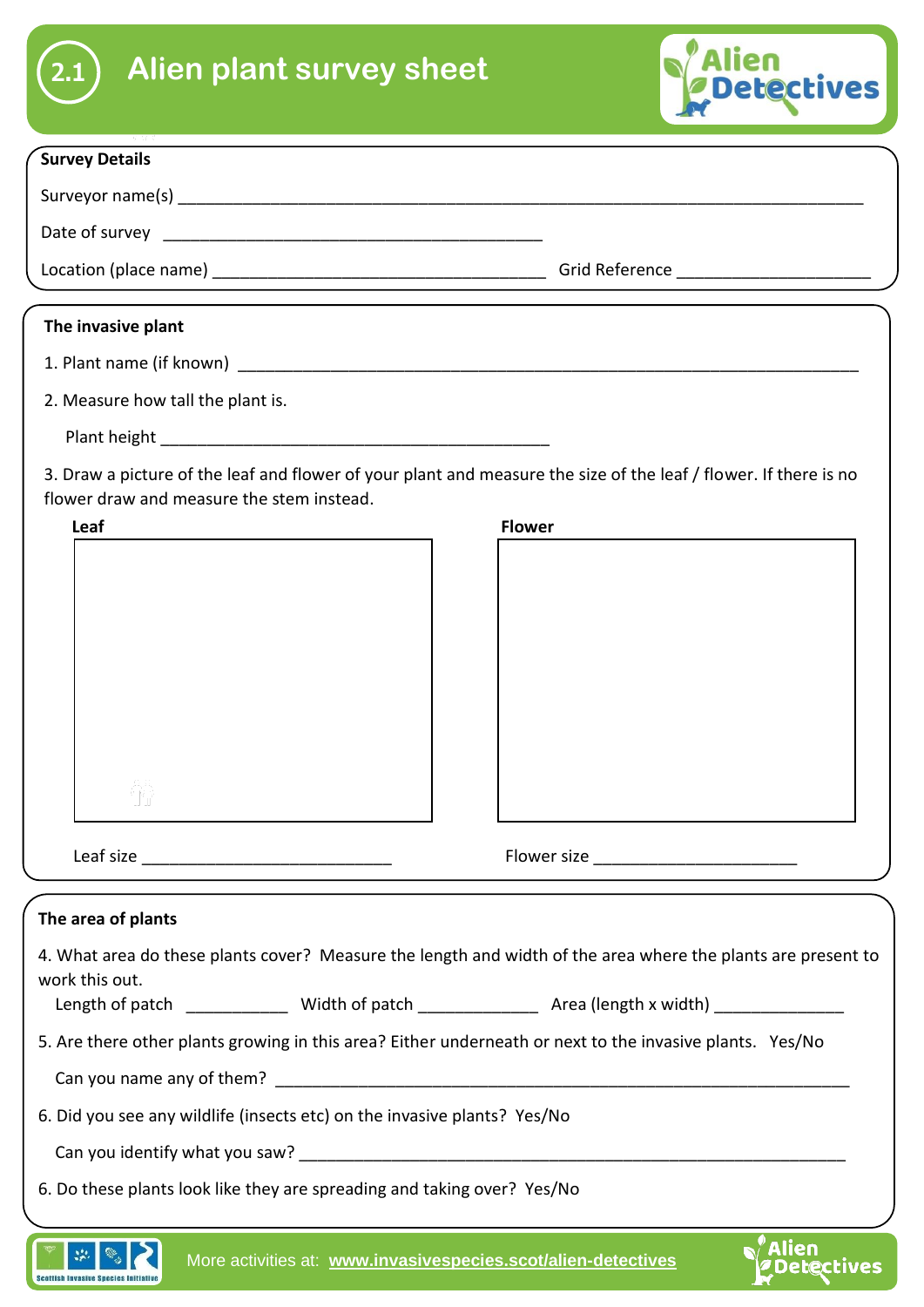# 2.1 Alien plant survey sheet

**Survey Details**

Surveyor name(s) ___________________________________________________________________________

Date of survey _________________________________________

Location (place name) ____________________________________ Grid Reference _____________________

**The invasive plant**

1. Plant name (if known) ____________________________________________________________________

2. Measure how tall the plant is.

   Plant height ___________________________________________

3. Draw a picture of the leaf and flower of your plant and measure the size of the leaf / flower. If there is no flower draw and measure the stem instead.

**Leaf**

Leaf size ___________________________

**Flower**

Flower size ______________________

**The area of plants**

4. What area do these plants cover? Measure the length and width of the area where the plants are present to work this out.

   Length of patch ___________ Width of patch _____________ Area (length x width) ______________

5. Are there other plants growing in this area? Either underneath or next to the invasive plants. Yes/No

   Can you name any of them? _______________________________________________________________

6. Did you see any wildlife (insects etc) on the invasive plants? Yes/No

   Can you identify what you saw? ____________________________________________________________

6. Do these plants look like they are spreading and taking over? Yes/No

More activities at: www.invasivespecies.scot/alien-detectives